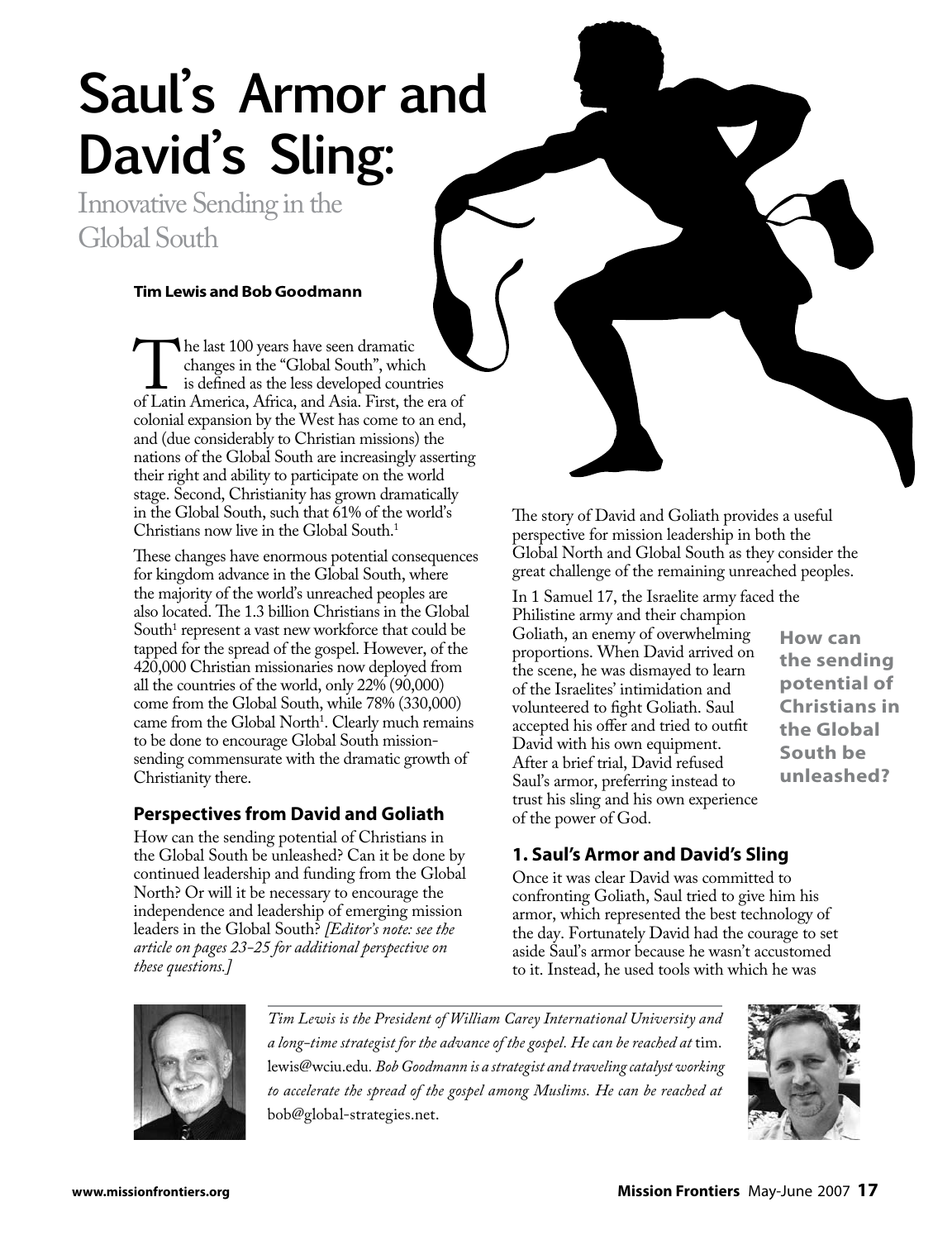# Saul's Armor and David's Sling:

## Innovative Sending in the Global South

**Tim Lewis and Bob Goodmann**

The last 100 years have seen dramatic changes in the "Global South", which is defined as the less developed countries of Latin America, Africa, and Asia. First, the era of colonial expansion by the West has come to an end, and (due considerably to Christian missions) the nations of the Global South are increasingly asserting their right and ability to participate on the world stage. Second, Christianity has grown dramatically in the Global South, such that 61% of the world's Christians now live in the Global South.[1]

These changes have enormous potential consequences for kingdom advance in the Global South, where the majority of the world's unreached peoples are also located. The 1.3 billion Christians in the Global South[1] represent a vast new workforce that could be tapped for the spread of the gospel. However, of the 420,000 Christian missionaries now deployed from all the countries of the world, only 22% (90,000) come from the Global South, while 78% (330,000) came from the Global North[1]. Clearly much remains to be done to encourage Global South mission-sending commensurate with the dramatic growth of Christianity there.

### Perspectives from David and Goliath

How can the sending potential of Christians in the Global South be unleashed? Can it be done by continued leadership and funding from the Global North? Or will it be necessary to encourage the independence and leadership of emerging mission leaders in the Global South? *[Editor's note: see the article on pages 23-25 for additional perspective on these questions.]*

The story of David and Goliath provides a useful perspective for mission leadership in both the Global North and Global South as they consider the great challenge of the remaining unreached peoples.

In 1 Samuel 17, the Israelite army faced the Philistine army and their champion Goliath, an enemy of overwhelming proportions. When David arrived on the scene, he was dismayed to learn of the Israelites' intimidation and volunteered to fight Goliath. Saul accepted his offer and tried to outfit David with his own equipment. After a brief trial, David refused Saul's armor, preferring instead to trust his sling and his own experience of the power of God.

**How can the sending potential of Christians in the Global South be unleashed?**

### 1. Saul's Armor and David's Sling

Once it was clear David was committed to confronting Goliath, Saul tried to give him his armor, which represented the best technology of the day. Fortunately David had the courage to set aside Saul's armor because he wasn't accustomed to it. Instead, he used tools with which he was

*Tim Lewis is the President of William Carey International University and a long-time strategist for the advance of the gospel. He can be reached at* tim.lewis@wciu.edu. *Bob Goodmann is a strategist and traveling catalyst working to accelerate the spread of the gospel among Muslims. He can be reached at* bob@global-strategies.net.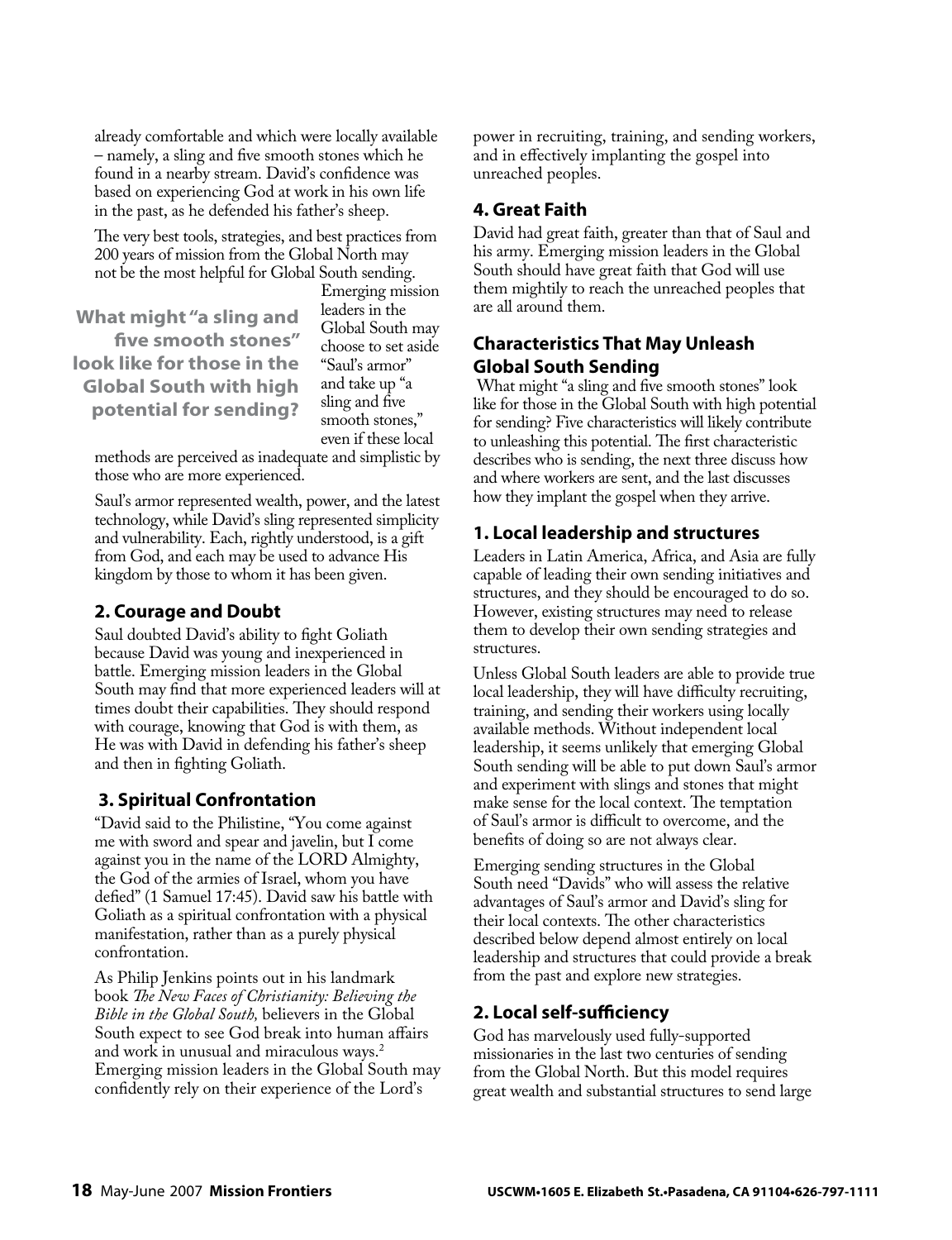already comfortable and which were locally available – namely, a sling and five smooth stones which he found in a nearby stream. David's confidence was based on experiencing God at work in his own life in the past, as he defended his father's sheep.

The very best tools, strategies, and best practices from 200 years of mission from the Global North may not be the most helpful for Global South sending. Emerging mission leaders in the Global South may choose to set aside "Saul's armor" and take up "a sling and five smooth stones," even if these local methods are perceived as inadequate and simplistic by those who are more experienced.

**What might "a sling and five smooth stones" look like for those in the Global South with high potential for sending?**

Saul's armor represented wealth, power, and the latest technology, while David's sling represented simplicity and vulnerability. Each, rightly understood, is a gift from God, and each may be used to advance His kingdom by those to whom it has been given.

### 2. Courage and Doubt

Saul doubted David's ability to fight Goliath because David was young and inexperienced in battle. Emerging mission leaders in the Global South may find that more experienced leaders will at times doubt their capabilities. They should respond with courage, knowing that God is with them, as He was with David in defending his father's sheep and then in fighting Goliath.

### 3. Spiritual Confrontation

"David said to the Philistine, "You come against me with sword and spear and javelin, but I come against you in the name of the LORD Almighty, the God of the armies of Israel, whom you have defied" (1 Samuel 17:45). David saw his battle with Goliath as a spiritual confrontation with a physical manifestation, rather than as a purely physical confrontation.

As Philip Jenkins points out in his landmark book *The New Faces of Christianity: Believing the Bible in the Global South,* believers in the Global South expect to see God break into human affairs and work in unusual and miraculous ways.[2] Emerging mission leaders in the Global South may confidently rely on their experience of the Lord's power in recruiting, training, and sending workers, and in effectively implanting the gospel into unreached peoples.

### 4. Great Faith

David had great faith, greater than that of Saul and his army. Emerging mission leaders in the Global South should have great faith that God will use them mightily to reach the unreached peoples that are all around them.

## Characteristics That May Unleash Global South Sending

What might "a sling and five smooth stones" look like for those in the Global South with high potential for sending? Five characteristics will likely contribute to unleashing this potential. The first characteristic describes who is sending, the next three discuss how and where workers are sent, and the last discusses how they implant the gospel when they arrive.

### 1. Local leadership and structures

Leaders in Latin America, Africa, and Asia are fully capable of leading their own sending initiatives and structures, and they should be encouraged to do so. However, existing structures may need to release them to develop their own sending strategies and structures.

Unless Global South leaders are able to provide true local leadership, they will have difficulty recruiting, training, and sending their workers using locally available methods. Without independent local leadership, it seems unlikely that emerging Global South sending will be able to put down Saul's armor and experiment with slings and stones that might make sense for the local context. The temptation of Saul's armor is difficult to overcome, and the benefits of doing so are not always clear.

Emerging sending structures in the Global South need "Davids" who will assess the relative advantages of Saul's armor and David's sling for their local contexts. The other characteristics described below depend almost entirely on local leadership and structures that could provide a break from the past and explore new strategies.

### 2. Local self-sufficiency

God has marvelously used fully-supported missionaries in the last two centuries of sending from the Global North. But this model requires great wealth and substantial structures to send large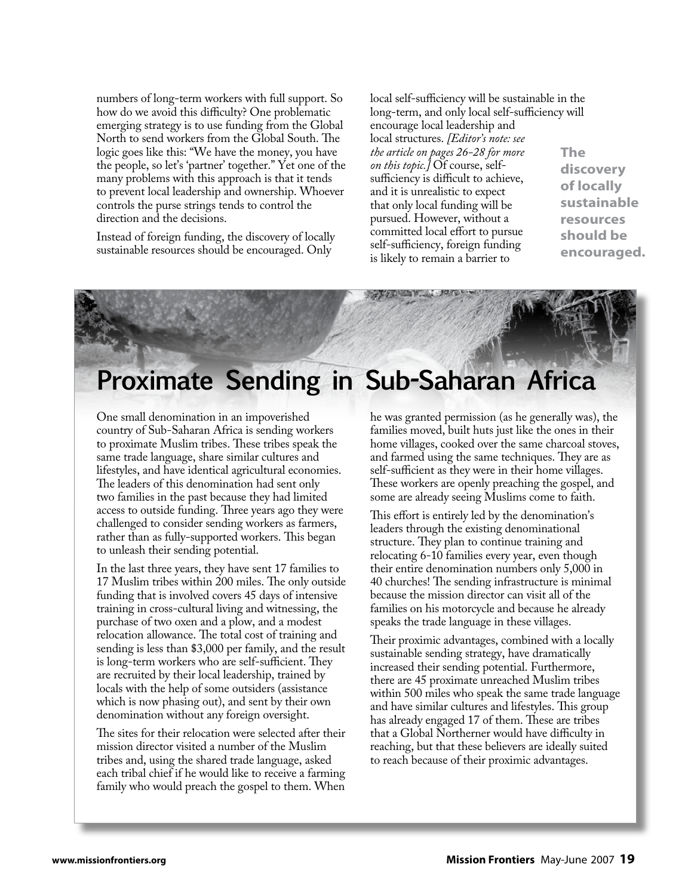numbers of long-term workers with full support. So how do we avoid this difficulty? One problematic emerging strategy is to use funding from the Global North to send workers from the Global South. The logic goes like this: "We have the money, you have the people, so let's 'partner' together." Yet one of the many problems with this approach is that it tends to prevent local leadership and ownership. Whoever controls the purse strings tends to control the direction and the decisions.

Instead of foreign funding, the discovery of locally sustainable resources should be encouraged. Only local self-sufficiency will be sustainable in the long-term, and only local self-sufficiency will encourage local leadership and local structures. *[Editor's note: see the article on pages 26-28 for more on this topic.]* Of course, self-sufficiency is difficult to achieve, and it is unrealistic to expect that only local funding will be pursued. However, without a committed local effort to pursue self-sufficiency, foreign funding is likely to remain a barrier to

**The discovery of locally sustainable resources should be encouraged.**

## Proximate Sending in Sub-Saharan Africa

One small denomination in an impoverished country of Sub-Saharan Africa is sending workers to proximate Muslim tribes. These tribes speak the same trade language, share similar cultures and lifestyles, and have identical agricultural economies. The leaders of this denomination had sent only two families in the past because they had limited access to outside funding. Three years ago they were challenged to consider sending workers as farmers, rather than as fully-supported workers. This began to unleash their sending potential.

In the last three years, they have sent 17 families to 17 Muslim tribes within 200 miles. The only outside funding that is involved covers 45 days of intensive training in cross-cultural living and witnessing, the purchase of two oxen and a plow, and a modest relocation allowance. The total cost of training and sending is less than $3,000 per family, and the result is long-term workers who are self-sufficient. They are recruited by their local leadership, trained by locals with the help of some outsiders (assistance which is now phasing out), and sent by their own denomination without any foreign oversight.

The sites for their relocation were selected after their mission director visited a number of the Muslim tribes and, using the shared trade language, asked each tribal chief if he would like to receive a farming family who would preach the gospel to them. When he was granted permission (as he generally was), the families moved, built huts just like the ones in their home villages, cooked over the same charcoal stoves, and farmed using the same techniques. They are as self-sufficient as they were in their home villages. These workers are openly preaching the gospel, and some are already seeing Muslims come to faith.

This effort is entirely led by the denomination's leaders through the existing denominational structure. They plan to continue training and relocating 6-10 families every year, even though their entire denomination numbers only 5,000 in 40 churches! The sending infrastructure is minimal because the mission director can visit all of the families on his motorcycle and because he already speaks the trade language in these villages.

Their proximic advantages, combined with a locally sustainable sending strategy, have dramatically increased their sending potential. Furthermore, there are 45 proximate unreached Muslim tribes within 500 miles who speak the same trade language and have similar cultures and lifestyles. This group has already engaged 17 of them. These are tribes that a Global Northerner would have difficulty in reaching, but that these believers are ideally suited to reach because of their proximic advantages.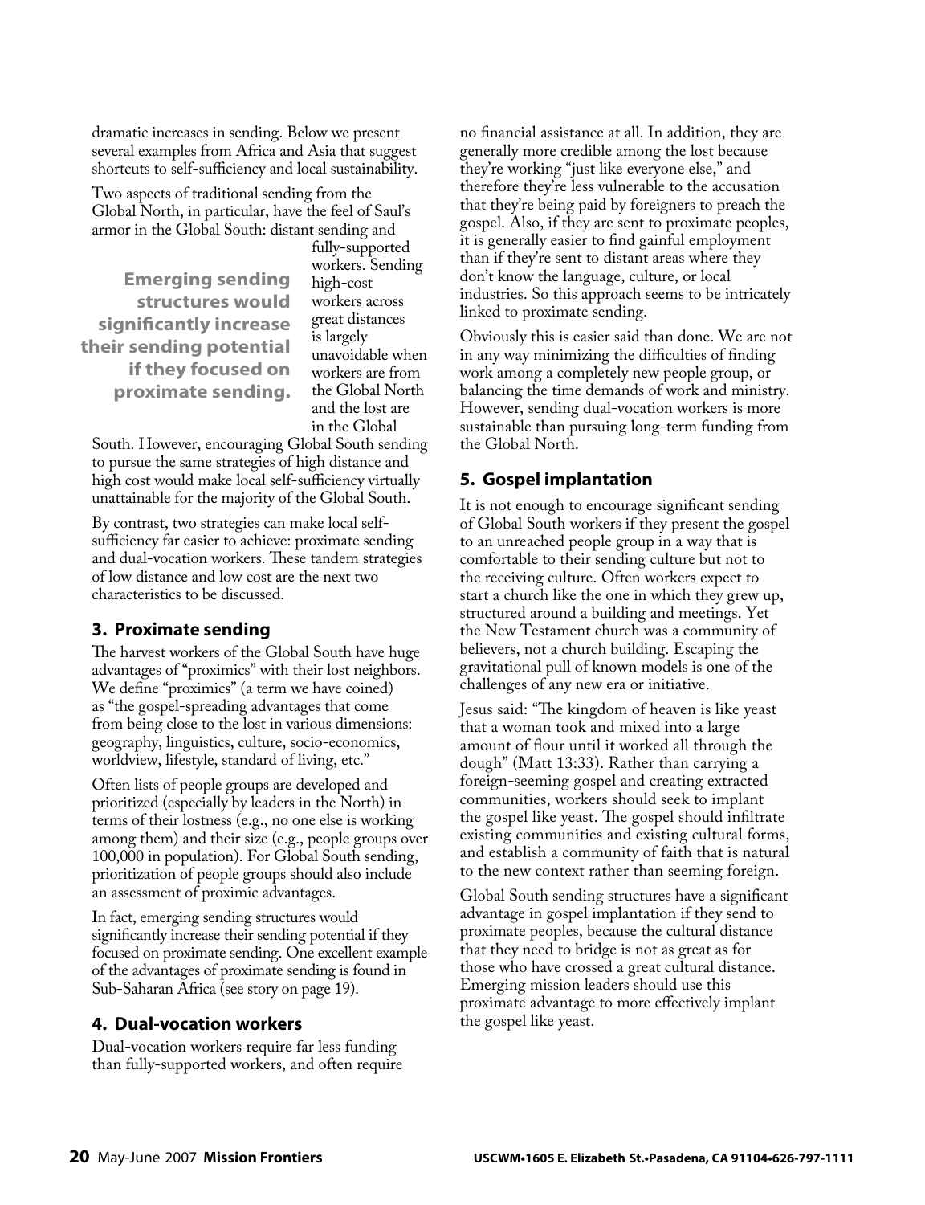dramatic increases in sending. Below we present several examples from Africa and Asia that suggest shortcuts to self-sufficiency and local sustainability.

Two aspects of traditional sending from the Global North, in particular, have the feel of Saul's armor in the Global South: distant sending and fully-supported workers. Sending high-cost workers across great distances is largely unavoidable when workers are from the Global North and the lost are in the Global South. However, encouraging Global South sending to pursue the same strategies of high distance and high cost would make local self-sufficiency virtually unattainable for the majority of the Global South.

**Emerging sending structures would significantly increase their sending potential if they focused on proximate sending.**

By contrast, two strategies can make local self-sufficiency far easier to achieve: proximate sending and dual-vocation workers. These tandem strategies of low distance and low cost are the next two characteristics to be discussed.

### 3. Proximate sending

The harvest workers of the Global South have huge advantages of "proximics" with their lost neighbors. We define "proximics" (a term we have coined) as "the gospel-spreading advantages that come from being close to the lost in various dimensions: geography, linguistics, culture, socio-economics, worldview, lifestyle, standard of living, etc."

Often lists of people groups are developed and prioritized (especially by leaders in the North) in terms of their lostness (e.g., no one else is working among them) and their size (e.g., people groups over 100,000 in population). For Global South sending, prioritization of people groups should also include an assessment of proximic advantages.

In fact, emerging sending structures would significantly increase their sending potential if they focused on proximate sending. One excellent example of the advantages of proximate sending is found in Sub-Saharan Africa (see story on page 19).

### 4. Dual-vocation workers

Dual-vocation workers require far less funding than fully-supported workers, and often require no financial assistance at all. In addition, they are generally more credible among the lost because they're working "just like everyone else," and therefore they're less vulnerable to the accusation that they're being paid by foreigners to preach the gospel. Also, if they are sent to proximate peoples, it is generally easier to find gainful employment than if they're sent to distant areas where they don't know the language, culture, or local industries. So this approach seems to be intricately linked to proximate sending.

Obviously this is easier said than done. We are not in any way minimizing the difficulties of finding work among a completely new people group, or balancing the time demands of work and ministry. However, sending dual-vocation workers is more sustainable than pursuing long-term funding from the Global North.

### 5. Gospel implantation

It is not enough to encourage significant sending of Global South workers if they present the gospel to an unreached people group in a way that is comfortable to their sending culture but not to the receiving culture. Often workers expect to start a church like the one in which they grew up, structured around a building and meetings. Yet the New Testament church was a community of believers, not a church building. Escaping the gravitational pull of known models is one of the challenges of any new era or initiative.

Jesus said: "The kingdom of heaven is like yeast that a woman took and mixed into a large amount of flour until it worked all through the dough" (Matt 13:33). Rather than carrying a foreign-seeming gospel and creating extracted communities, workers should seek to implant the gospel like yeast. The gospel should infiltrate existing communities and existing cultural forms, and establish a community of faith that is natural to the new context rather than seeming foreign.

Global South sending structures have a significant advantage in gospel implantation if they send to proximate peoples, because the cultural distance that they need to bridge is not as great as for those who have crossed a great cultural distance. Emerging mission leaders should use this proximate advantage to more effectively implant the gospel like yeast.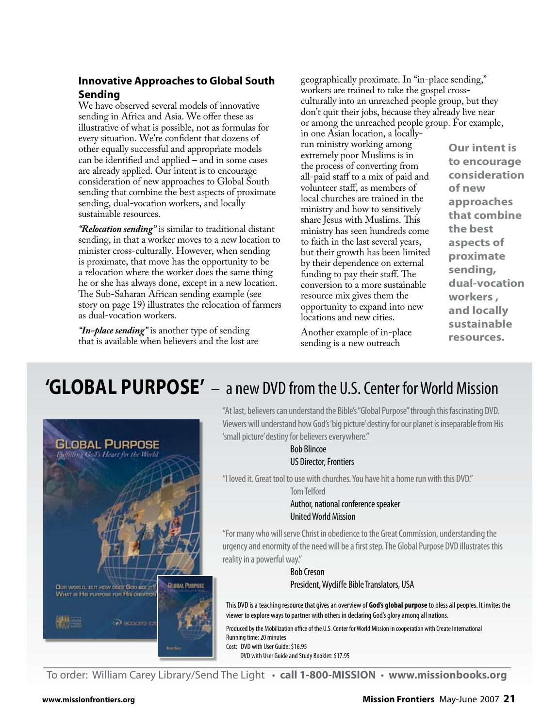### Innovative Approaches to Global South Sending

We have observed several models of innovative sending in Africa and Asia. We offer these as illustrative of what is possible, not as formulas for every situation. We're confident that dozens of other equally successful and appropriate models can be identified and applied – and in some cases are already applied. Our intent is to encourage consideration of new approaches to Global South sending that combine the best aspects of proximate sending, dual-vocation workers, and locally sustainable resources.

***"Relocation sending"*** is similar to traditional distant sending, in that a worker moves to a new location to minister cross-culturally. However, when sending is proximate, that move has the opportunity to be a relocation where the worker does the same thing he or she has always done, except in a new location. The Sub-Saharan African sending example (see story on page 19) illustrates the relocation of farmers as dual-vocation workers.

***"In-place sending"*** is another type of sending that is available when believers and the lost are geographically proximate. In "in-place sending," workers are trained to take the gospel cross-culturally into an unreached people group, but they don't quit their jobs, because they already live near or among the unreached people group. For example, in one Asian location, a locally-run ministry working among extremely poor Muslims is in the process of converting from all-paid staff to a mix of paid and volunteer staff, as members of local churches are trained in the ministry and how to sensitively share Jesus with Muslims. This ministry has seen hundreds come to faith in the last several years, but their growth has been limited by their dependence on external funding to pay their staff. The conversion to a more sustainable resource mix gives them the opportunity to expand into new locations and new cities.

Another example of in-place sending is a new outreach

**Our intent is to encourage consideration of new approaches that combine the best aspects of proximate sending, dual-vocation workers , and locally sustainable resources.**

## 'GLOBAL PURPOSE' – a new DVD from the U.S. Center for World Mission

"At last, believers can understand the Bible's "Global Purpose" through this fascinating DVD. Viewers will understand how God's 'big picture' destiny for our planet is inseparable from His 'small picture' destiny for believers everywhere."

Bob Blincoe
US Director, Frontiers

"I loved it. Great tool to use with churches. You have hit a home run with this DVD."

Tom Telford
Author, national conference speaker
United World Mission

"For many who will serve Christ in obedience to the Great Commission, understanding the urgency and enormity of the need will be a first step. The Global Purpose DVD illustrates this reality in a powerful way."

Bob Creson
President, Wycliffe Bible Translators, USA

This DVD is a teaching resource that gives an overview of **God's global purpose** to bless all peoples. It invites the viewer to explore ways to partner with others in declaring God's glory among all nations.

Produced by the Mobilization office of the U.S. Center for World Mission in cooperation with Create International
Running time: 20 minutes
Cost: DVD with User Guide: $16.95
DVD with User Guide and Study Booklet: $17.95

To order: William Carey Library/Send The Light • **call 1-800-MISSION** • **www.missionbooks.org**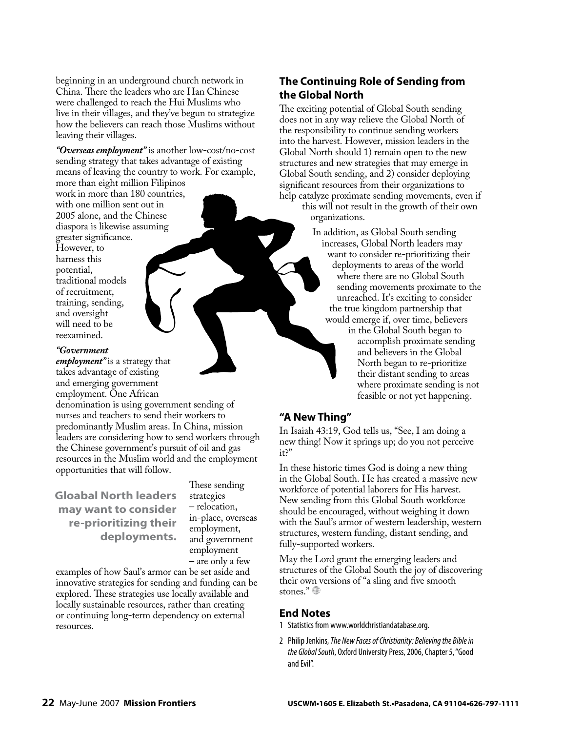beginning in an underground church network in China. There the leaders who are Han Chinese were challenged to reach the Hui Muslims who live in their villages, and they've begun to strategize how the believers can reach those Muslims without leaving their villages.

***"Overseas employment"*** is another low-cost/no-cost sending strategy that takes advantage of existing means of leaving the country to work. For example, more than eight million Filipinos work in more than 180 countries, with one million sent out in 2005 alone, and the Chinese diaspora is likewise assuming greater significance. However, to harness this potential, traditional models of recruitment, training, sending, and oversight will need to be reexamined.

***"Government employment"*** is a strategy that takes advantage of existing and emerging government employment. One African denomination is using government sending of nurses and teachers to send their workers to predominantly Muslim areas. In China, mission leaders are considering how to send workers through the Chinese government's pursuit of oil and gas resources in the Muslim world and the employment opportunities that will follow.

**Gloabal North leaders may want to consider re-prioritizing their deployments.**

These sending strategies – relocation, in-place, overseas employment, and government employment – are only a few examples of how Saul's armor can be set aside and innovative strategies for sending and funding can be explored. These strategies use locally available and locally sustainable resources, rather than creating or continuing long-term dependency on external resources.

### The Continuing Role of Sending from the Global North

The exciting potential of Global South sending does not in any way relieve the Global North of the responsibility to continue sending workers into the harvest. However, mission leaders in the Global North should 1) remain open to the new structures and new strategies that may emerge in Global South sending, and 2) consider deploying significant resources from their organizations to help catalyze proximate sending movements, even if this will not result in the growth of their own organizations.

In addition, as Global South sending increases, Global North leaders may want to consider re-prioritizing their deployments to areas of the world where there are no Global South sending movements proximate to the unreached. It's exciting to consider the true kingdom partnership that would emerge if, over time, believers in the Global South began to accomplish proximate sending and believers in the Global North began to re-prioritize their distant sending to areas where proximate sending is not feasible or not yet happening.

### "A New Thing"

In Isaiah 43:19, God tells us, "See, I am doing a new thing! Now it springs up; do you not perceive it?"

In these historic times God is doing a new thing in the Global South. He has created a massive new workforce of potential laborers for His harvest. New sending from this Global South workforce should be encouraged, without weighing it down with the Saul's armor of western leadership, western structures, western funding, distant sending, and fully-supported workers.

May the Lord grant the emerging leaders and structures of the Global South the joy of discovering their own versions of "a sling and five smooth stones."

### End Notes

1 Statistics from www.worldchristiandatabase.org.

2 Philip Jenkins, *The New Faces of Christianity: Believing the Bible in the Global South*, Oxford University Press, 2006, Chapter 5, "Good and Evil".